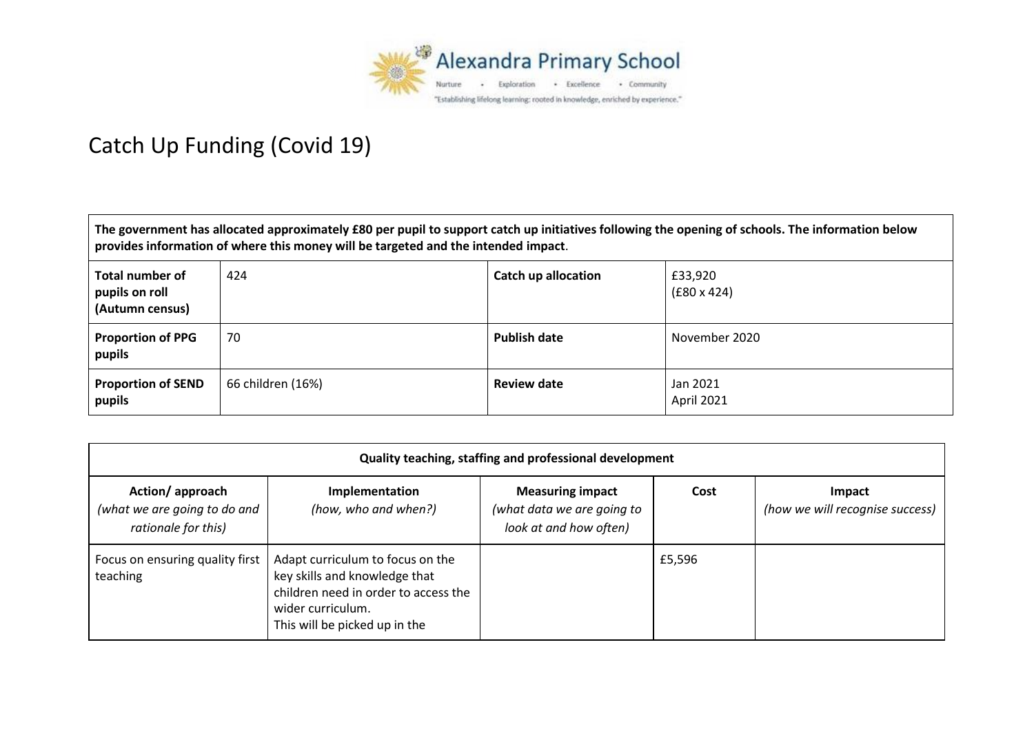Alexandra Primary School

Nurture • Exploration • Excellence • Community

"Establishing lifelong learning: rooted in knowledge, enriched by experience."

# Catch Up Funding (Covid 19)

| The government has allocated approximately £80 per pupil to support catch up initiatives following the opening of schools. The information below provides information of where this money will be targeted and the intended impact. | | | |
|---|---|---|---|
| **Total number of pupils on roll (Autumn census)** | 424 | **Catch up allocation** | £33,920 (£80 x 424) |
| **Proportion of PPG pupils** | 70 | **Publish date** | November 2020 |
| **Proportion of SEND pupils** | 66 children (16%) | **Review date** | Jan 2021<br>April 2021 |

| Quality teaching, staffing and professional development | | | | |
|---|---|---|---|---|
| **Action/ approach** *(what we are going to do and rationale for this)* | **Implementation** *(how, who and when?)* | **Measuring impact** *(what data we are going to look at and how often)* | **Cost** | **Impact** *(how we will recognise success)* |
| Focus on ensuring quality first teaching | Adapt curriculum to focus on the key skills and knowledge that children need in order to access the wider curriculum.<br>This will be picked up in the | | £5,596 | |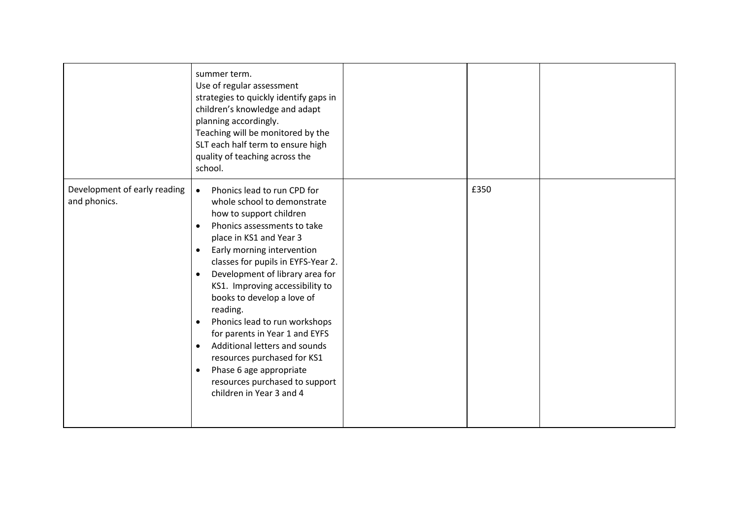| | | | | |
|---|---|---|---|---|
| | summer term.<br>Use of regular assessment strategies to quickly identify gaps in children's knowledge and adapt planning accordingly.<br>Teaching will be monitored by the SLT each half term to ensure high quality of teaching across the school. | | | |
| Development of early reading and phonics. | • Phonics lead to run CPD for whole school to demonstrate how to support children<br>• Phonics assessments to take place in KS1 and Year 3<br>• Early morning intervention classes for pupils in EYFS-Year 2.<br>• Development of library area for KS1. Improving accessibility to books to develop a love of reading.<br>• Phonics lead to run workshops for parents in Year 1 and EYFS<br>• Additional letters and sounds resources purchased for KS1<br>• Phase 6 age appropriate resources purchased to support children in Year 3 and 4 | | £350 | |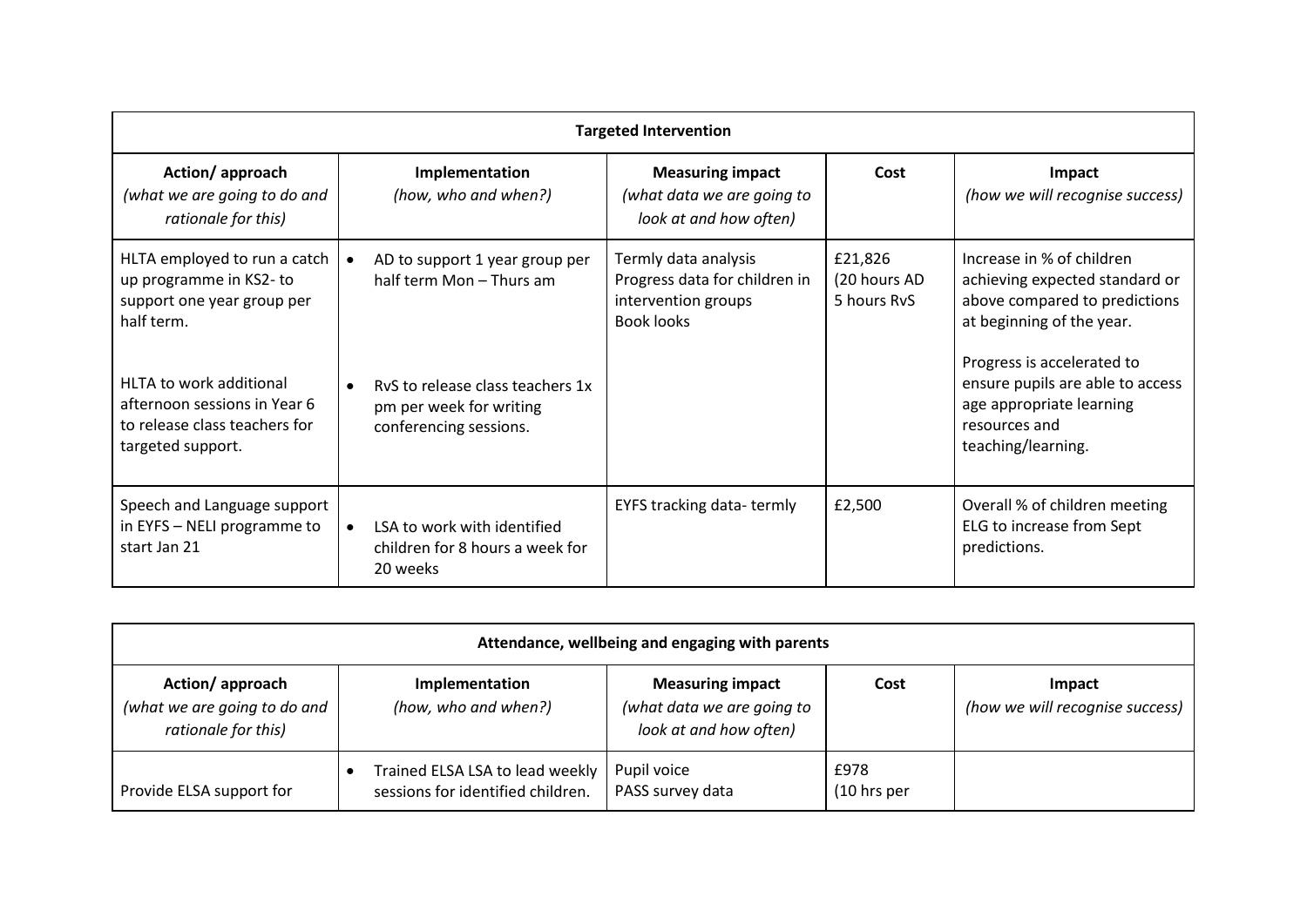| Targeted Intervention | | | | |
|---|---|---|---|---|
| **Action/ approach** *(what we are going to do and rationale for this)* | **Implementation** *(how, who and when?)* | **Measuring impact** *(what data we are going to look at and how often)* | **Cost** | **Impact** *(how we will recognise success)* |
| HLTA employed to run a catch up programme in KS2- to support one year group per half term.<br><br>HLTA to work additional afternoon sessions in Year 6 to release class teachers for targeted support. | • AD to support 1 year group per half term Mon – Thurs am<br><br>• RvS to release class teachers 1x pm per week for writing conferencing sessions. | Termly data analysis<br>Progress data for children in intervention groups<br>Book looks | £21,826<br>(20 hours AD<br>5 hours RvS | Increase in % of children achieving expected standard or above compared to predictions at beginning of the year.<br><br>Progress is accelerated to ensure pupils are able to access age appropriate learning resources and teaching/learning. |
| Speech and Language support in EYFS – NELI programme to start Jan 21 | • LSA to work with identified children for 8 hours a week for 20 weeks | EYFS tracking data- termly | £2,500 | Overall % of children meeting ELG to increase from Sept predictions. |

| Attendance, wellbeing and engaging with parents | | | | |
|---|---|---|---|---|
| **Action/ approach** *(what we are going to do and rationale for this)* | **Implementation** *(how, who and when?)* | **Measuring impact** *(what data we are going to look at and how often)* | **Cost** | **Impact** *(how we will recognise success)* |
| Provide ELSA support for | • Trained ELSA LSA to lead weekly sessions for identified children. | Pupil voice<br>PASS survey data | £978<br>(10 hrs per | |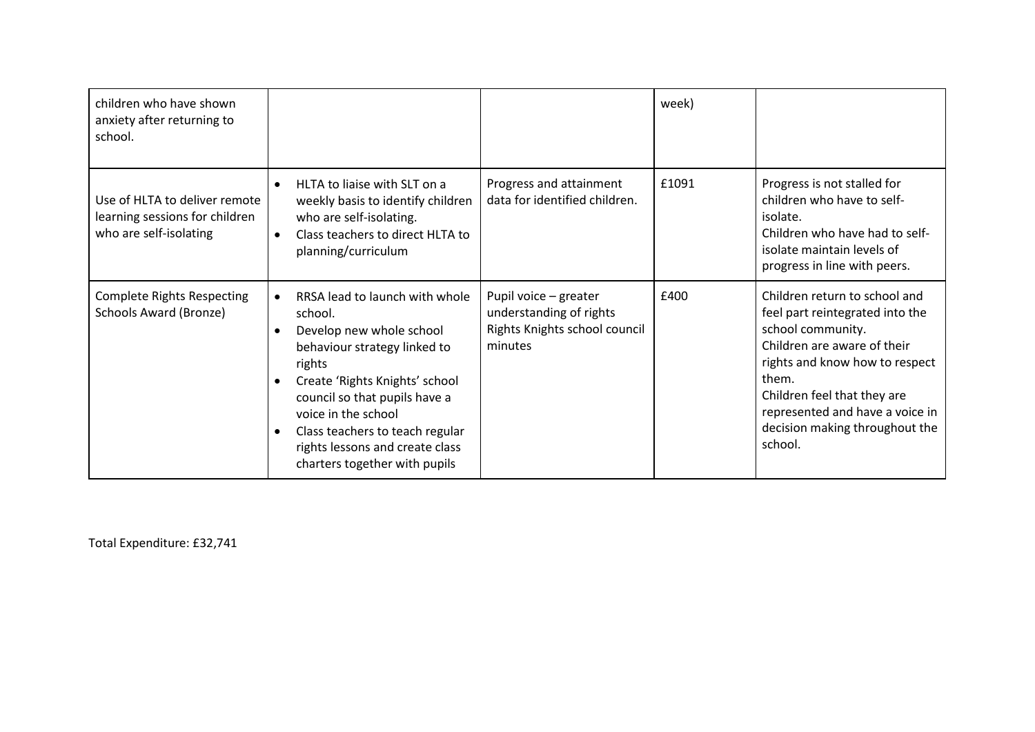| | | | | |
|---|---|---|---|---|
| children who have shown anxiety after returning to school. | | | week) | |
| Use of HLTA to deliver remote learning sessions for children who are self-isolating | • HLTA to liaise with SLT on a weekly basis to identify children who are self-isolating.<br>• Class teachers to direct HLTA to planning/curriculum | Progress and attainment data for identified children. | £1091 | Progress is not stalled for children who have to self-isolate.<br>Children who have had to self-isolate maintain levels of progress in line with peers. |
| Complete Rights Respecting Schools Award (Bronze) | • RRSA lead to launch with whole school.<br>• Develop new whole school behaviour strategy linked to rights<br>• Create 'Rights Knights' school council so that pupils have a voice in the school<br>• Class teachers to teach regular rights lessons and create class charters together with pupils | Pupil voice – greater understanding of rights<br>Rights Knights school council minutes | £400 | Children return to school and feel part reintegrated into the school community.<br>Children are aware of their rights and know how to respect them.<br>Children feel that they are represented and have a voice in decision making throughout the school. |

Total Expenditure: £32,741